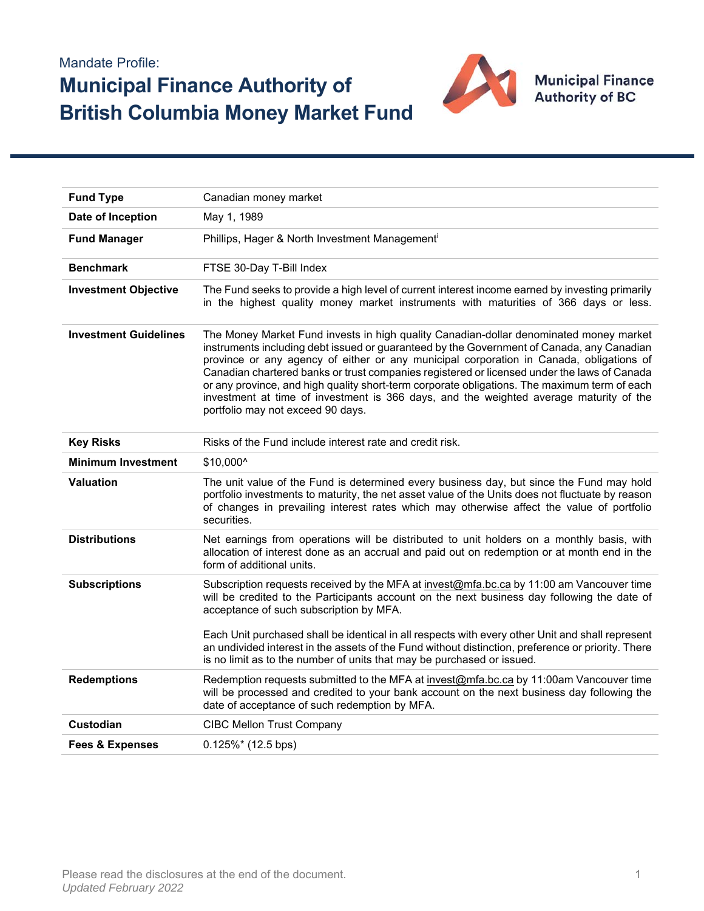Mandate Profile:

# Municipal Finance Authority of British Columbia Money Market Fund

Municipal Finance Authority of BC

| | |
|---|---|
| **Fund Type** | Canadian money market |
| **Date of Inception** | May 1, 1989 |
| **Fund Manager** | Phillips, Hager & North Investment Management[i] |
| **Benchmark** | FTSE 30-Day T-Bill Index |
| **Investment Objective** | The Fund seeks to provide a high level of current interest income earned by investing primarily in the highest quality money market instruments with maturities of 366 days or less. |
| **Investment Guidelines** | The Money Market Fund invests in high quality Canadian-dollar denominated money market instruments including debt issued or guaranteed by the Government of Canada, any Canadian province or any agency of either or any municipal corporation in Canada, obligations of Canadian chartered banks or trust companies registered or licensed under the laws of Canada or any province, and high quality short-term corporate obligations. The maximum term of each investment at time of investment is 366 days, and the weighted average maturity of the portfolio may not exceed 90 days. |
| **Key Risks** | Risks of the Fund include interest rate and credit risk. |
| **Minimum Investment** | $10,000^ |
| **Valuation** | The unit value of the Fund is determined every business day, but since the Fund may hold portfolio investments to maturity, the net asset value of the Units does not fluctuate by reason of changes in prevailing interest rates which may otherwise affect the value of portfolio securities. |
| **Distributions** | Net earnings from operations will be distributed to unit holders on a monthly basis, with allocation of interest done as an accrual and paid out on redemption or at month end in the form of additional units. |
| **Subscriptions** | Subscription requests received by the MFA at invest@mfa.bc.ca by 11:00 am Vancouver time will be credited to the Participants account on the next business day following the date of acceptance of such subscription by MFA.<br><br>Each Unit purchased shall be identical in all respects with every other Unit and shall represent an undivided interest in the assets of the Fund without distinction, preference or priority. There is no limit as to the number of units that may be purchased or issued. |
| **Redemptions** | Redemption requests submitted to the MFA at invest@mfa.bc.ca by 11:00am Vancouver time will be processed and credited to your bank account on the next business day following the date of acceptance of such redemption by MFA. |
| **Custodian** | CIBC Mellon Trust Company |
| **Fees & Expenses** | 0.125%* (12.5 bps) |

Please read the disclosures at the end of the document.

*Updated February 2022*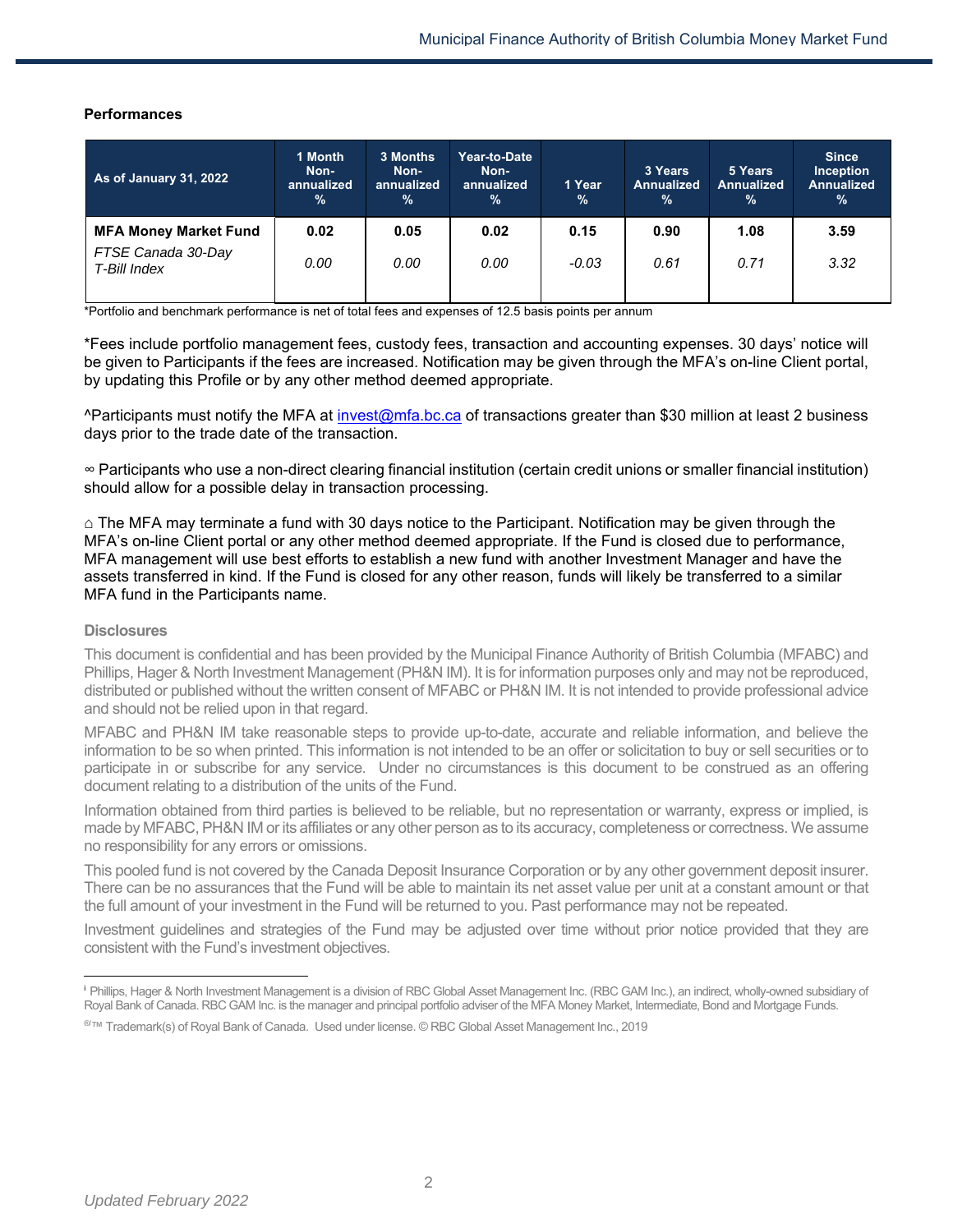**Performances**

| As of January 31, 2022 | 1 Month Non-annualized % | 3 Months Non-annualized % | Year-to-Date Non-annualized % | 1 Year % | 3 Years Annualized % | 5 Years Annualized % | Since Inception Annualized % |
|---|---|---|---|---|---|---|---|
| **MFA Money Market Fund** | **0.02** | **0.05** | **0.02** | **0.15** | **0.90** | **1.08** | **3.59** |
| *FTSE Canada 30-Day T-Bill Index* | *0.00* | *0.00* | *0.00* | *-0.03* | *0.61* | *0.71* | *3.32* |

*Portfolio and benchmark performance is net of total fees and expenses of 12.5 basis points per annum

*Fees include portfolio management fees, custody fees, transaction and accounting expenses. 30 days' notice will be given to Participants if the fees are increased. Notification may be given through the MFA's on-line Client portal, by updating this Profile or by any other method deemed appropriate.

^Participants must notify the MFA at invest@mfa.bc.ca of transactions greater than $30 million at least 2 business days prior to the trade date of the transaction.

∞ Participants who use a non-direct clearing financial institution (certain credit unions or smaller financial institution) should allow for a possible delay in transaction processing.

⌂ The MFA may terminate a fund with 30 days notice to the Participant. Notification may be given through the MFA's on-line Client portal or any other method deemed appropriate. If the Fund is closed due to performance, MFA management will use best efforts to establish a new fund with another Investment Manager and have the assets transferred in kind. If the Fund is closed for any other reason, funds will likely be transferred to a similar MFA fund in the Participants name.

### Disclosures

This document is confidential and has been provided by the Municipal Finance Authority of British Columbia (MFABC) and Phillips, Hager & North Investment Management (PH&N IM). It is for information purposes only and may not be reproduced, distributed or published without the written consent of MFABC or PH&N IM. It is not intended to provide professional advice and should not be relied upon in that regard.

MFABC and PH&N IM take reasonable steps to provide up-to-date, accurate and reliable information, and believe the information to be so when printed. This information is not intended to be an offer or solicitation to buy or sell securities or to participate in or subscribe for any service. Under no circumstances is this document to be construed as an offering document relating to a distribution of the units of the Fund.

Information obtained from third parties is believed to be reliable, but no representation or warranty, express or implied, is made by MFABC, PH&N IM or its affiliates or any other person as to its accuracy, completeness or correctness. We assume no responsibility for any errors or omissions.

This pooled fund is not covered by the Canada Deposit Insurance Corporation or by any other government deposit insurer. There can be no assurances that the Fund will be able to maintain its net asset value per unit at a constant amount or that the full amount of your investment in the Fund will be returned to you. Past performance may not be repeated.

Investment guidelines and strategies of the Fund may be adjusted over time without prior notice provided that they are consistent with the Fund's investment objectives.

---

[i] Phillips, Hager & North Investment Management is a division of RBC Global Asset Management Inc. (RBC GAM Inc.), an indirect, wholly-owned subsidiary of Royal Bank of Canada. RBC GAM Inc. is the manager and principal portfolio adviser of the MFA Money Market, Intermediate, Bond and Mortgage Funds.

®/™ Trademark(s) of Royal Bank of Canada. Used under license. © RBC Global Asset Management Inc., 2019

*Updated February 2022*